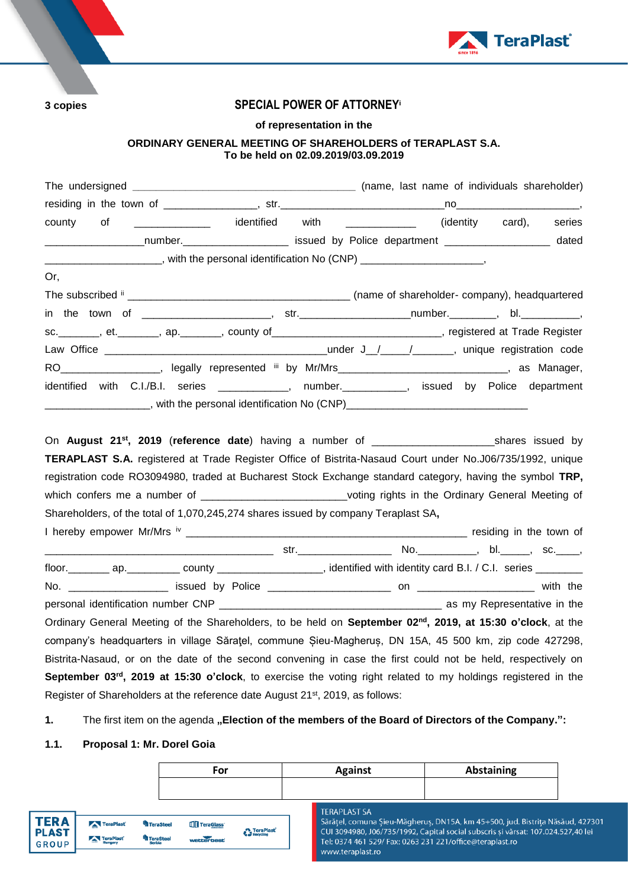**3 copies**

# SPECIAL POWER OF ATTORNEY[i]

**of representation in the**

**ORDINARY GENERAL MEETING OF SHAREHOLDERS of TERAPLAST S.A.**
**To be held on 02.09.2019/03.09.2019**

The undersigned _______________________________________ (name, last name of individuals shareholder) residing in the town of ________________, str.____________________________no_____________________, county of _____________ identified with ____________ (identity card), series _________________number.__________________ issued by Police department __________________ dated ____________________, with the personal identification No (CNP) _____________________,

Or,

The subscribed [ii] _______________________________________ (name of shareholder- company), headquartered in the town of ______________________, str.___________________number.________, bl.__________, sc._______, et._______, ap._______, county of______________________________, registered at Trade Register Law Office ________________________________________under J__/_____/_______, unique registration code RO_________________, legally represented [iii] by Mr/Mrs______________________________, as Manager, identified with C.I./B.I. series ____________, number.___________, issued by Police department __________________, with the personal identification No (CNP)________________________________

On **August 21st, 2019** (**reference date**) having a number of ____________________shares issued by **TERAPLAST S.A.** registered at Trade Register Office of Bistrita-Nasaud Court under No.J06/735/1992, unique registration code RO3094980, traded at Bucharest Stock Exchange standard category, having the symbol **TRP,** which confers me a number of ________________________voting rights in the Ordinary General Meeting of Shareholders, of the total of 1,070,245,274 shares issued by company Teraplast SA**,**

I hereby empower Mr/Mrs [iv] __________________________________________________ residing in the town of ________________________________________ str.________________ No.__________, bl._____, sc.____, floor._______ ap._________ county __________________, identified with identity card B.I. / C.I. series ________ No. _________________ issued by Police ______________________ on ____________________ with the personal identification number CNP ______________________________________ as my Representative in the Ordinary General Meeting of the Shareholders, to be held on **September 02nd, 2019, at 15:30 o'clock**, at the company's headquarters in village Sărăţel, commune Șieu-Magheruș, DN 15A, 45 500 km, zip code 427298, Bistrita-Nasaud, or on the date of the second convening in case the first could not be held, respectively on **September 03rd, 2019 at 15:30 o'clock**, to exercise the voting right related to my holdings registered in the Register of Shareholders at the reference date August 21st, 2019, as follows:

**1.** The first item on the agenda **„Election of the members of the Board of Directors of the Company.":**

**1.1. Proposal 1: Mr. Dorel Goia**

| For | Against | Abstaining |
|---|---|---|
| | | |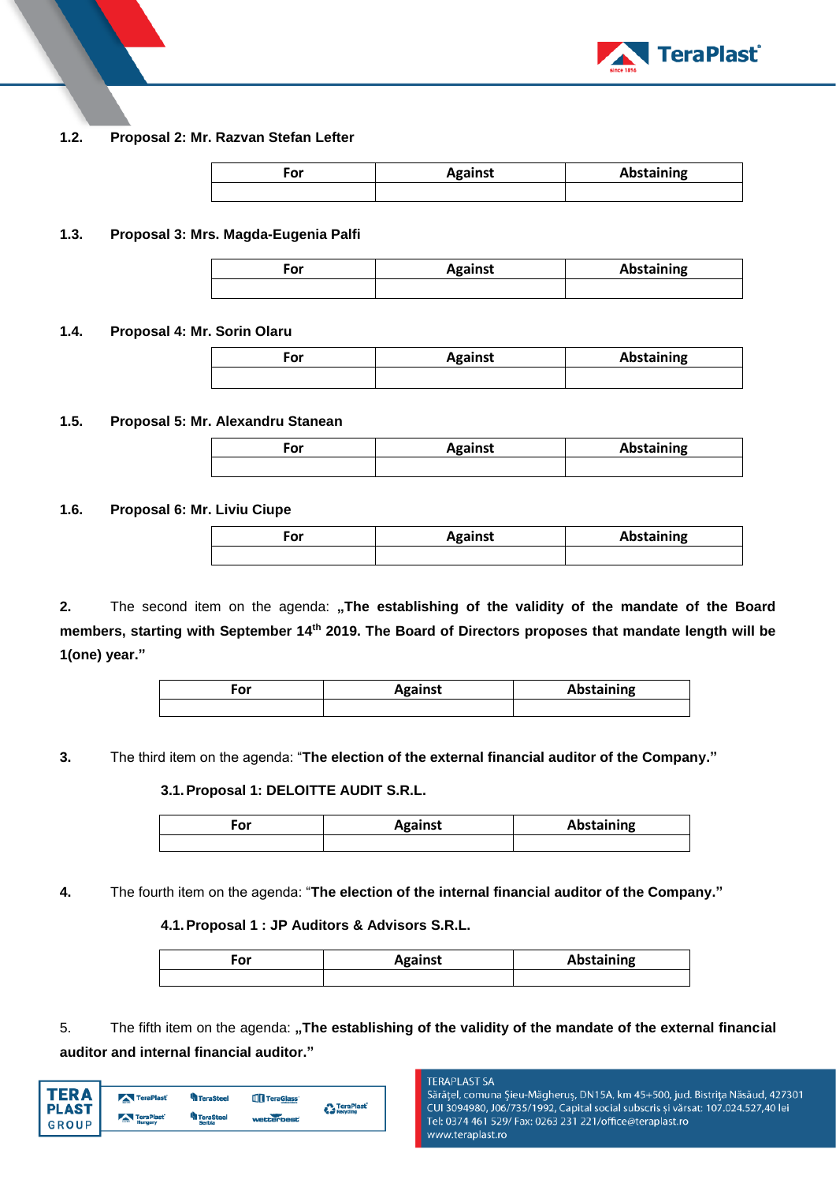**1.2. Proposal 2: Mr. Razvan Stefan Lefter**

| For | Against | Abstaining |
|---|---|---|
| | | |

**1.3. Proposal 3: Mrs. Magda-Eugenia Palfi**

| For | Against | Abstaining |
|---|---|---|
| | | |

**1.4. Proposal 4: Mr. Sorin Olaru**

| For | Against | Abstaining |
|---|---|---|
| | | |

**1.5. Proposal 5: Mr. Alexandru Stanean**

| For | Against | Abstaining |
|---|---|---|
| | | |

**1.6. Proposal 6: Mr. Liviu Ciupe**

| For | Against | Abstaining |
|---|---|---|
| | | |

**2.** The second item on the agenda: **„The establishing of the validity of the mandate of the Board members, starting with September 14th 2019. The Board of Directors proposes that mandate length will be 1(one) year."**

| For | Against | Abstaining |
|---|---|---|
| | | |

**3.** The third item on the agenda: "**The election of the external financial auditor of the Company."**

**3.1. Proposal 1: DELOITTE AUDIT S.R.L.**

| For | Against | Abstaining |
|---|---|---|
| | | |

**4.** The fourth item on the agenda: "**The election of the internal financial auditor of the Company."**

**4.1. Proposal 1 : JP Auditors & Advisors S.R.L.**

| For | Against | Abstaining |
|---|---|---|
| | | |

5. The fifth item on the agenda: **„The establishing of the validity of the mandate of the external financial auditor and internal financial auditor."**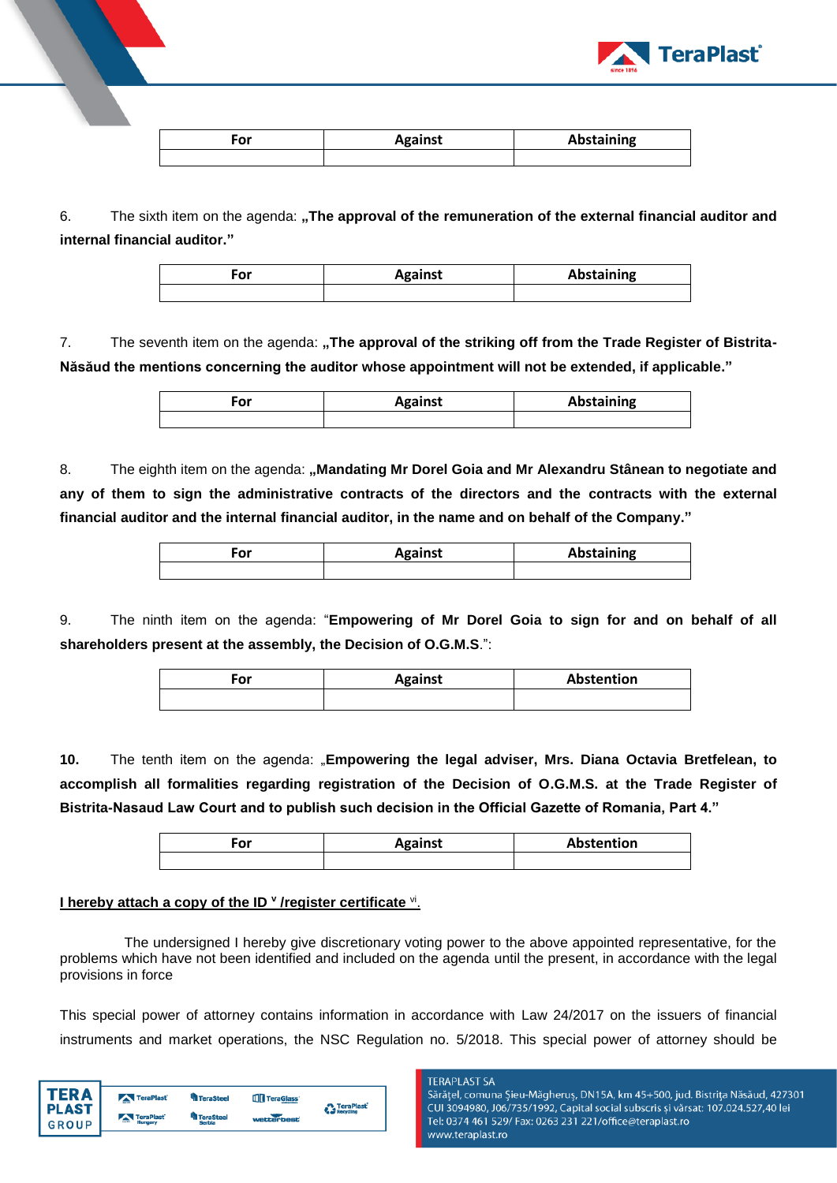| For | Against | Abstaining |
|---|---|---|
| | | |

6. The sixth item on the agenda: **„The approval of the remuneration of the external financial auditor and internal financial auditor."**

| For | Against | Abstaining |
|---|---|---|
| | | |

7. The seventh item on the agenda: **„The approval of the striking off from the Trade Register of Bistrita-Năsăud the mentions concerning the auditor whose appointment will not be extended, if applicable."**

| For | Against | Abstaining |
|---|---|---|
| | | |

8. The eighth item on the agenda: **„Mandating Mr Dorel Goia and Mr Alexandru Stânean to negotiate and any of them to sign the administrative contracts of the directors and the contracts with the external financial auditor and the internal financial auditor, in the name and on behalf of the Company."**

| For | Against | Abstaining |
|---|---|---|
| | | |

9. The ninth item on the agenda: "**Empowering of Mr Dorel Goia to sign for and on behalf of all shareholders present at the assembly, the Decision of O.G.M.S**.":

| For | Against | Abstention |
|---|---|---|
| | | |

**10.** The tenth item on the agenda: „**Empowering the legal adviser, Mrs. Diana Octavia Bretfelean, to accomplish all formalities regarding registration of the Decision of O.G.M.S. at the Trade Register of Bistrita-Nasaud Law Court and to publish such decision in the Official Gazette of Romania, Part 4."**

| For | Against | Abstention |
|---|---|---|
| | | |

**I hereby attach a copy of the ID [v] /register certificate [vi].**

The undersigned I hereby give discretionary voting power to the above appointed representative, for the problems which have not been identified and included on the agenda until the present, in accordance with the legal provisions in force

This special power of attorney contains information in accordance with Law 24/2017 on the issuers of financial instruments and market operations, the NSC Regulation no. 5/2018. This special power of attorney should be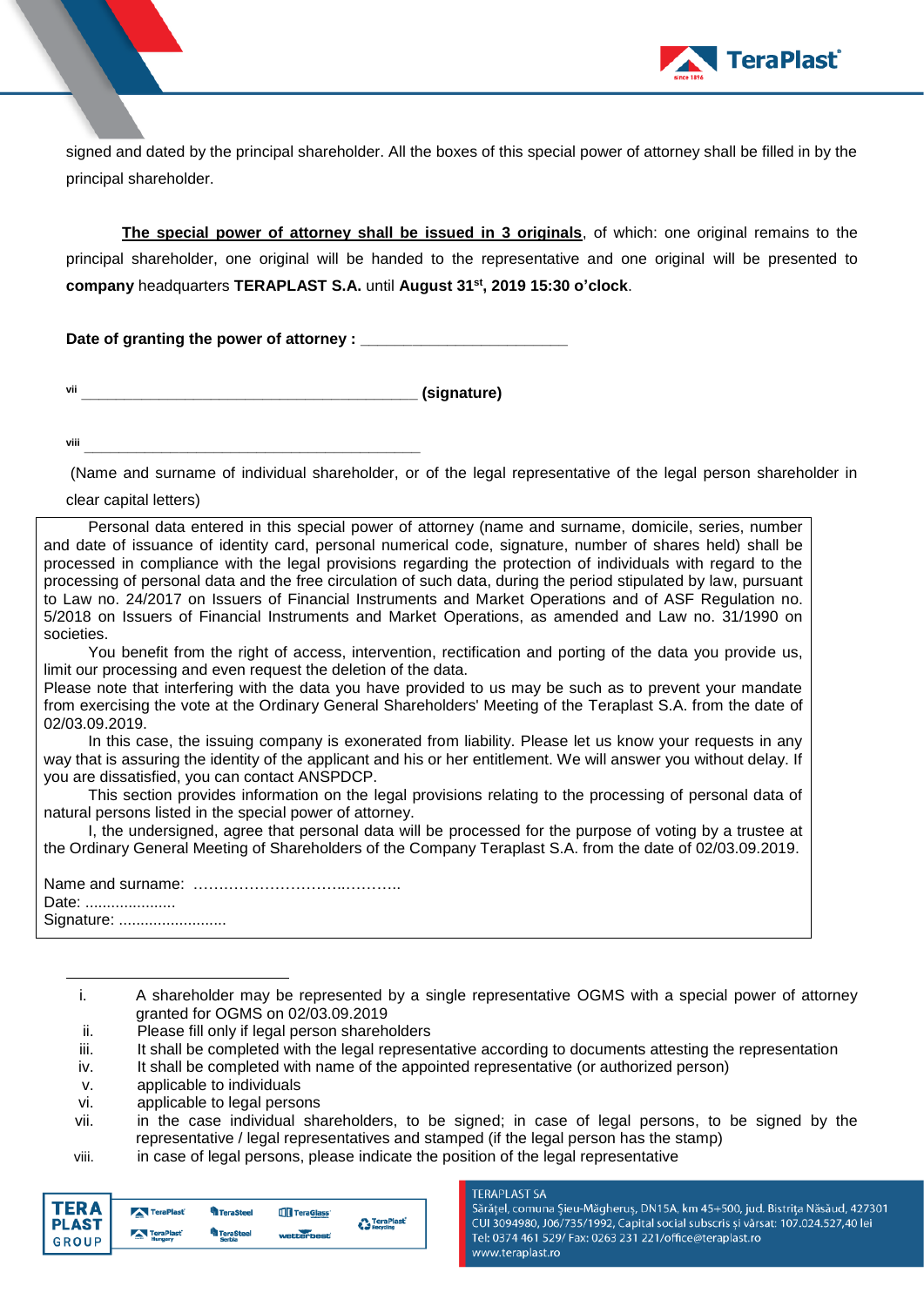signed and dated by the principal shareholder. All the boxes of this special power of attorney shall be filled in by the principal shareholder.

**The special power of attorney shall be issued in 3 originals**, of which: one original remains to the principal shareholder, one original will be handed to the representative and one original will be presented to **company** headquarters **TERAPLAST S.A.** until **August 31st, 2019 15:30 o'clock**.

**Date of granting the power of attorney : ________________________**

[vii] ________________________________________ **(signature)**

[viii] ________________________________________

(Name and surname of individual shareholder, or of the legal representative of the legal person shareholder in clear capital letters)

Personal data entered in this special power of attorney (name and surname, domicile, series, number and date of issuance of identity card, personal numerical code, signature, number of shares held) shall be processed in compliance with the legal provisions regarding the protection of individuals with regard to the processing of personal data and the free circulation of such data, during the period stipulated by law, pursuant to Law no. 24/2017 on Issuers of Financial Instruments and Market Operations and of ASF Regulation no. 5/2018 on Issuers of Financial Instruments and Market Operations, as amended and Law no. 31/1990 on societies.

You benefit from the right of access, intervention, rectification and porting of the data you provide us, limit our processing and even request the deletion of the data.

Please note that interfering with the data you have provided to us may be such as to prevent your mandate from exercising the vote at the Ordinary General Shareholders' Meeting of the Teraplast S.A. from the date of 02/03.09.2019.

In this case, the issuing company is exonerated from liability. Please let us know your requests in any way that is assuring the identity of the applicant and his or her entitlement. We will answer you without delay. If you are dissatisfied, you can contact ANSPDCP.

This section provides information on the legal provisions relating to the processing of personal data of natural persons listed in the special power of attorney.

I, the undersigned, agree that personal data will be processed for the purpose of voting by a trustee at the Ordinary General Meeting of Shareholders of the Company Teraplast S.A. from the date of 02/03.09.2019.

Name and surname: ……………………….………..
Date: .....................
Signature: .........................

---

i. A shareholder may be represented by a single representative OGMS with a special power of attorney granted for OGMS on 02/03.09.2019
ii. Please fill only if legal person shareholders
iii. It shall be completed with the legal representative according to documents attesting the representation
iv. It shall be completed with name of the appointed representative (or authorized person)
v. applicable to individuals
vi. applicable to legal persons
vii. in the case individual shareholders, to be signed; in case of legal persons, to be signed by the representative / legal representatives and stamped (if the legal person has the stamp)
viii. in case of legal persons, please indicate the position of the legal representative